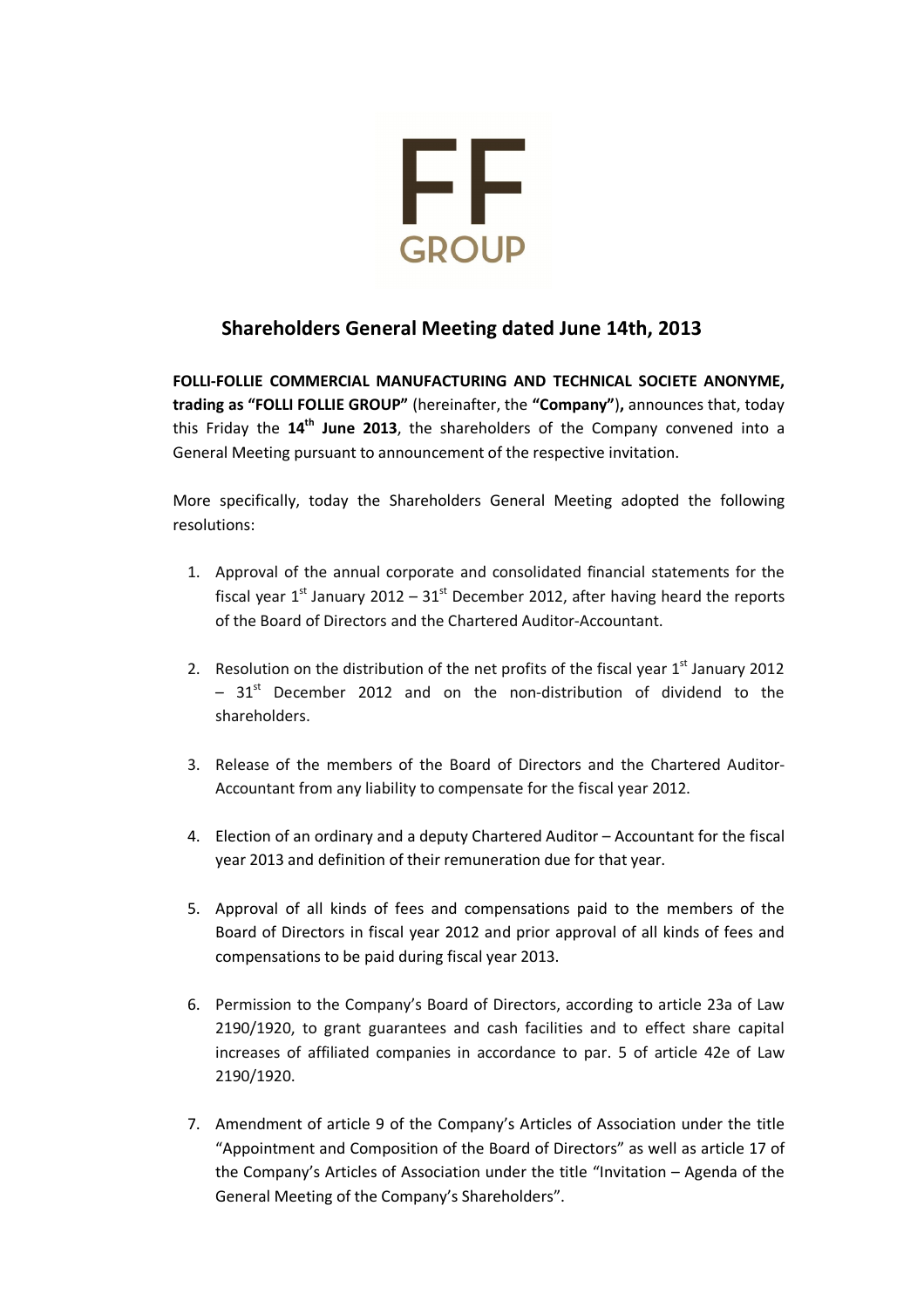FF
GROUP

## Shareholders General Meeting dated June 14th, 2013

**FOLLI-FOLLIE COMMERCIAL MANUFACTURING AND TECHNICAL SOCIETE ANONYME, trading as "FOLLI FOLLIE GROUP"** (hereinafter, the **"Company"**)**,** announces that, today this Friday the **14th June 2013**, the shareholders of the Company convened into a General Meeting pursuant to announcement of the respective invitation.

More specifically, today the Shareholders General Meeting adopted the following resolutions:

1. Approval of the annual corporate and consolidated financial statements for the fiscal year 1st January 2012 – 31st December 2012, after having heard the reports of the Board of Directors and the Chartered Auditor-Accountant.
2. Resolution on the distribution of the net profits of the fiscal year 1st January 2012 – 31st December 2012 and on the non-distribution of dividend to the shareholders.
3. Release of the members of the Board of Directors and the Chartered Auditor-Accountant from any liability to compensate for the fiscal year 2012.
4. Election of an ordinary and a deputy Chartered Auditor – Accountant for the fiscal year 2013 and definition of their remuneration due for that year.
5. Approval of all kinds of fees and compensations paid to the members of the Board of Directors in fiscal year 2012 and prior approval of all kinds of fees and compensations to be paid during fiscal year 2013.
6. Permission to the Company's Board of Directors, according to article 23a of Law 2190/1920, to grant guarantees and cash facilities and to effect share capital increases of affiliated companies in accordance to par. 5 of article 42e of Law 2190/1920.
7. Amendment of article 9 of the Company's Articles of Association under the title "Appointment and Composition of the Board of Directors" as well as article 17 of the Company's Articles of Association under the title "Invitation – Agenda of the General Meeting of the Company's Shareholders".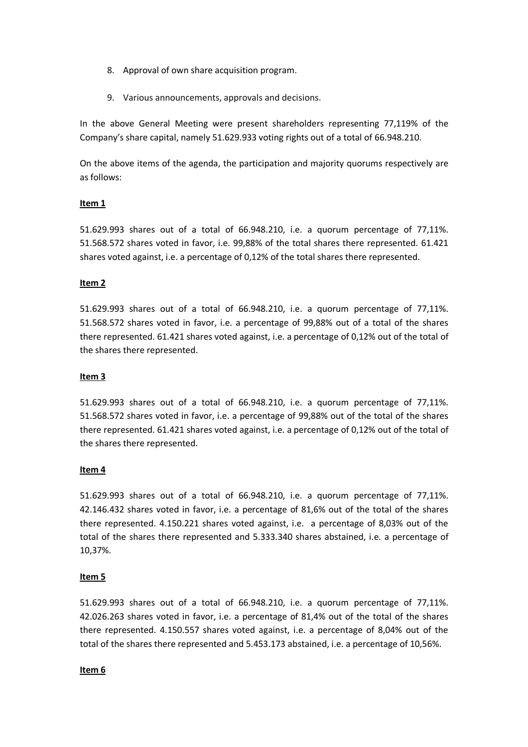8. Approval of own share acquisition program.

9. Various announcements, approvals and decisions.

In the above General Meeting were present shareholders representing 77,119% of the Company's share capital, namely 51.629.933 voting rights out of a total of 66.948.210.

On the above items of the agenda, the participation and majority quorums respectively are as follows:

**Item 1**

51.629.993 shares out of a total of 66.948.210, i.e. a quorum percentage of 77,11%. 51.568.572 shares voted in favor, i.e. 99,88% of the total shares there represented. 61.421 shares voted against, i.e. a percentage of 0,12% of the total shares there represented.

**Item 2**

51.629.993 shares out of a total of 66.948.210, i.e. a quorum percentage of 77,11%. 51.568.572 shares voted in favor, i.e. a percentage of 99,88% out of a total of the shares there represented. 61.421 shares voted against, i.e. a percentage of 0,12% out of the total of the shares there represented.

**Item 3**

51.629.993 shares out of a total of 66.948.210, i.e. a quorum percentage of 77,11%. 51.568.572 shares voted in favor, i.e. a percentage of 99,88% out of the total of the shares there represented. 61.421 shares voted against, i.e. a percentage of 0,12% out of the total of the shares there represented.

**Item 4**

51.629.993 shares out of a total of 66.948.210, i.e. a quorum percentage of 77,11%. 42.146.432 shares voted in favor, i.e. a percentage of 81,6% out of the total of the shares there represented. 4.150.221 shares voted against, i.e. a percentage of 8,03% out of the total of the shares there represented and 5.333.340 shares abstained, i.e. a percentage of 10,37%.

**Item 5**

51.629.993 shares out of a total of 66.948.210, i.e. a quorum percentage of 77,11%. 42.026.263 shares voted in favor, i.e. a percentage of 81,4% out of the total of the shares there represented. 4.150.557 shares voted against, i.e. a percentage of 8,04% out of the total of the shares there represented and 5.453.173 abstained, i.e. a percentage of 10,56%.

**Item 6**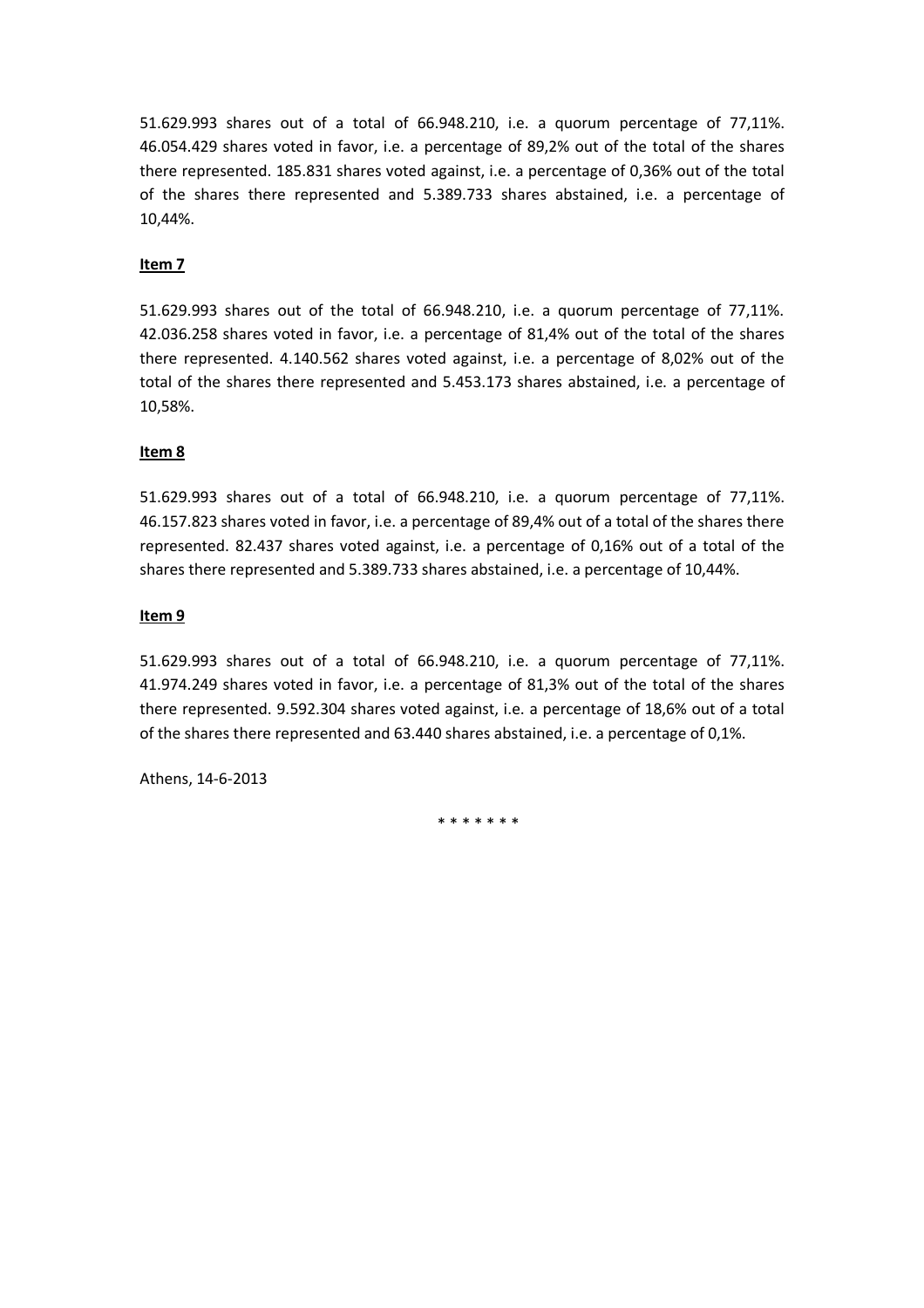51.629.993 shares out of a total of 66.948.210, i.e. a quorum percentage of 77,11%. 46.054.429 shares voted in favor, i.e. a percentage of 89,2% out of the total of the shares there represented. 185.831 shares voted against, i.e. a percentage of 0,36% out of the total of the shares there represented and 5.389.733 shares abstained, i.e. a percentage of 10,44%.

**Item 7**

51.629.993 shares out of the total of 66.948.210, i.e. a quorum percentage of 77,11%. 42.036.258 shares voted in favor, i.e. a percentage of 81,4% out of the total of the shares there represented. 4.140.562 shares voted against, i.e. a percentage of 8,02% out of the total of the shares there represented and 5.453.173 shares abstained, i.e. a percentage of 10,58%.

**Item 8**

51.629.993 shares out of a total of 66.948.210, i.e. a quorum percentage of 77,11%. 46.157.823 shares voted in favor, i.e. a percentage of 89,4% out of a total of the shares there represented. 82.437 shares voted against, i.e. a percentage of 0,16% out of a total of the shares there represented and 5.389.733 shares abstained, i.e. a percentage of 10,44%.

**Item 9**

51.629.993 shares out of a total of 66.948.210, i.e. a quorum percentage of 77,11%. 41.974.249 shares voted in favor, i.e. a percentage of 81,3% out of the total of the shares there represented. 9.592.304 shares voted against, i.e. a percentage of 18,6% out of a total of the shares there represented and 63.440 shares abstained, i.e. a percentage of 0,1%.

Athens, 14-6-2013

* * * * * * *